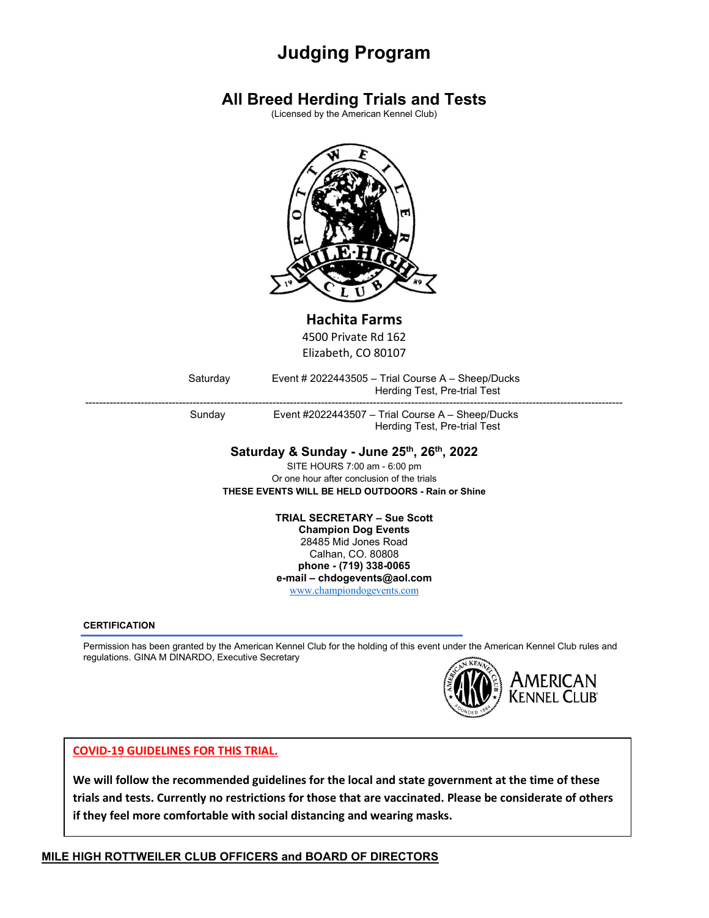# Judging Program

## All Breed Herding Trials and Tests

(Licensed by the American Kennel Club)

**Hachita Farms**
4500 Private Rd 162
Elizabeth, CO 80107

Saturday Event # 2022443505 – Trial Course A – Sheep/Ducks
Herding Test, Pre-trial Test

---

Sunday Event #2022443507 – Trial Course A – Sheep/Ducks
Herding Test, Pre-trial Test

**Saturday & Sunday - June 25th, 26th, 2022**

SITE HOURS 7:00 am - 6:00 pm
Or one hour after conclusion of the trials

**THESE EVENTS WILL BE HELD OUTDOORS - Rain or Shine**

**TRIAL SECRETARY – Sue Scott**
**Champion Dog Events**
28485 Mid Jones Road
Calhan, CO. 80808
**phone - (719) 338-0065**
**e-mail – chdogevents@aol.com**
www.championdogevents.com

**CERTIFICATION**

Permission has been granted by the American Kennel Club for the holding of this event under the American Kennel Club rules and regulations. GINA M DINARDO, Executive Secretary

**COVID-19 GUIDELINES FOR THIS TRIAL.**

**We will follow the recommended guidelines for the local and state government at the time of these trials and tests. Currently no restrictions for those that are vaccinated. Please be considerate of others if they feel more comfortable with social distancing and wearing masks.**

**MILE HIGH ROTTWEILER CLUB OFFICERS and BOARD OF DIRECTORS**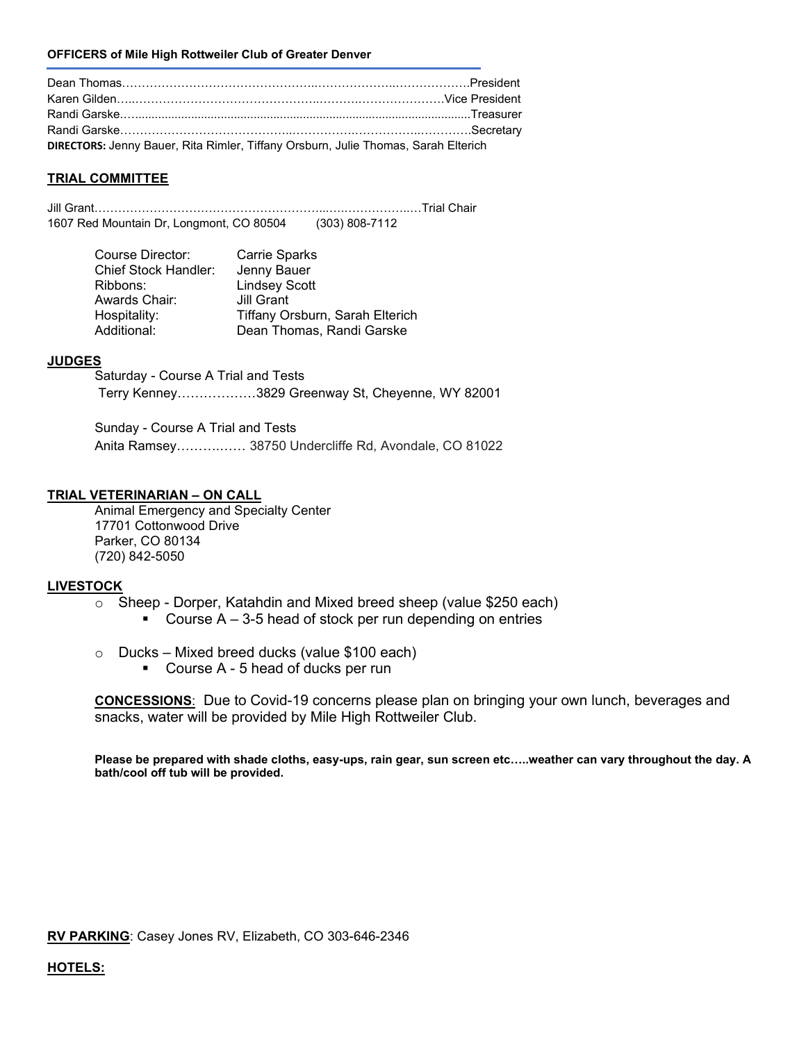**OFFICERS of Mile High Rottweiler Club of Greater Denver**

Dean Thomas……………………………………………..………………..………………..President
Karen Gilden…..…………………………………………..………..…………………Vice President
Randi Garske…..........................................................................................................Treasurer
Randi Garske…………………………………..…………..…………………..…………Secretary
**DIRECTORS:** Jenny Bauer, Rita Rimler, Tiffany Orsburn, Julie Thomas, Sarah Elterich

## TRIAL COMMITTEE

Jill Grant…………………………………………………...….………………..…Trial Chair
1607 Red Mountain Dr, Longmont, CO 80504 (303) 808-7112

| | |
|---|---|
| Course Director: | Carrie Sparks |
| Chief Stock Handler: | Jenny Bauer |
| Ribbons: | Lindsey Scott |
| Awards Chair: | Jill Grant |
| Hospitality: | Tiffany Orsburn, Sarah Elterich |
| Additional: | Dean Thomas, Randi Garske |

## JUDGES

Saturday - Course A Trial and Tests
Terry Kenney………………3829 Greenway St, Cheyenne, WY 82001

Sunday - Course A Trial and Tests
Anita Ramsey……….…… 38750 Undercliffe Rd, Avondale, CO 81022

## TRIAL VETERINARIAN – ON CALL

Animal Emergency and Specialty Center
17701 Cottonwood Drive
Parker, CO 80134
(720) 842-5050

## LIVESTOCK

- Sheep - Dorper, Katahdin and Mixed breed sheep (value $250 each)
  - Course A – 3-5 head of stock per run depending on entries
- Ducks – Mixed breed ducks (value $100 each)
  - Course A - 5 head of ducks per run

**CONCESSIONS**: Due to Covid-19 concerns please plan on bringing your own lunch, beverages and snacks, water will be provided by Mile High Rottweiler Club.

**Please be prepared with shade cloths, easy-ups, rain gear, sun screen etc…..weather can vary throughout the day. A bath/cool off tub will be provided.**

**RV PARKING**: Casey Jones RV, Elizabeth, CO 303-646-2346

**HOTELS:**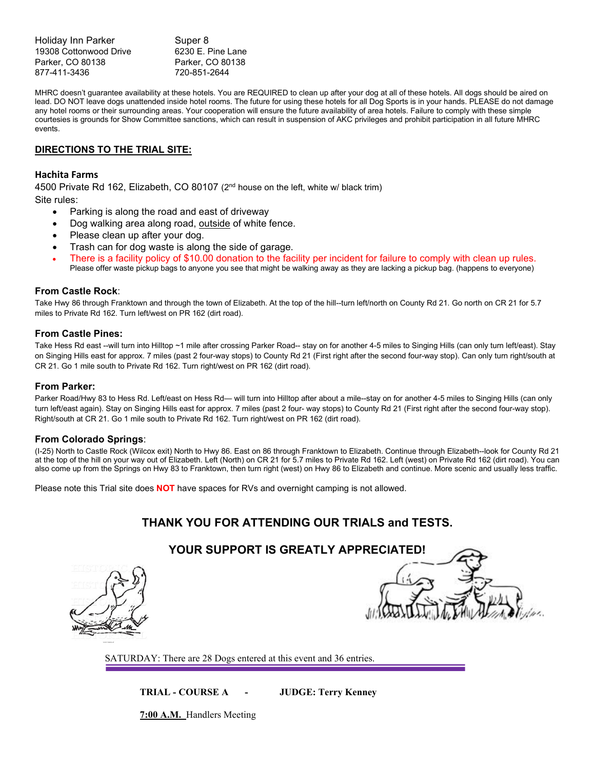| Holiday Inn Parker | Super 8 |
| --- | --- |
| 19308 Cottonwood Drive | 6230 E. Pine Lane |
| Parker, CO 80138 | Parker, CO 80138 |
| 877-411-3436 | 720-851-2644 |

MHRC doesn't guarantee availability at these hotels. You are REQUIRED to clean up after your dog at all of these hotels. All dogs should be aired on lead. DO NOT leave dogs unattended inside hotel rooms. The future for using these hotels for all Dog Sports is in your hands. PLEASE do not damage any hotel rooms or their surrounding areas. Your cooperation will ensure the future availability of area hotels. Failure to comply with these simple courtesies is grounds for Show Committee sanctions, which can result in suspension of AKC privileges and prohibit participation in all future MHRC events.

## DIRECTIONS TO THE TRIAL SITE:

### Hachita Farms

4500 Private Rd 162, Elizabeth, CO 80107 (2nd house on the left, white w/ black trim)

Site rules:

- Parking is along the road and east of driveway
- Dog walking area along road, outside of white fence.
- Please clean up after your dog.
- Trash can for dog waste is along the side of garage.
- There is a facility policy of $10.00 donation to the facility per incident for failure to comply with clean up rules. Please offer waste pickup bags to anyone you see that might be walking away as they are lacking a pickup bag. (happens to everyone)

**From Castle Rock**:

Take Hwy 86 through Franktown and through the town of Elizabeth. At the top of the hill--turn left/north on County Rd 21. Go north on CR 21 for 5.7 miles to Private Rd 162. Turn left/west on PR 162 (dirt road).

**From Castle Pines:**

Take Hess Rd east --will turn into Hilltop ~1 mile after crossing Parker Road-- stay on for another 4-5 miles to Singing Hills (can only turn left/east). Stay on Singing Hills east for approx. 7 miles (past 2 four-way stops) to County Rd 21 (First right after the second four-way stop). Can only turn right/south at CR 21. Go 1 mile south to Private Rd 162. Turn right/west on PR 162 (dirt road).

**From Parker:**

Parker Road/Hwy 83 to Hess Rd. Left/east on Hess Rd— will turn into Hilltop after about a mile--stay on for another 4-5 miles to Singing Hills (can only turn left/east again). Stay on Singing Hills east for approx. 7 miles (past 2 four- way stops) to County Rd 21 (First right after the second four-way stop). Right/south at CR 21. Go 1 mile south to Private Rd 162. Turn right/west on PR 162 (dirt road).

**From Colorado Springs**:

(I-25) North to Castle Rock (Wilcox exit) North to Hwy 86. East on 86 through Franktown to Elizabeth. Continue through Elizabeth--look for County Rd 21 at the top of the hill on your way out of Elizabeth. Left (North) on CR 21 for 5.7 miles to Private Rd 162. Left (west) on Private Rd 162 (dirt road). You can also come up from the Springs on Hwy 83 to Franktown, then turn right (west) on Hwy 86 to Elizabeth and continue. More scenic and usually less traffic.

Please note this Trial site does **NOT** have spaces for RVs and overnight camping is not allowed.

**THANK YOU FOR ATTENDING OUR TRIALS and TESTS.**

**YOUR SUPPORT IS GREATLY APPRECIATED!**

SATURDAY: There are 28 Dogs entered at this event and 36 entries.

**TRIAL - COURSE A - JUDGE: Terry Kenney**

**7:00 A.M.** Handlers Meeting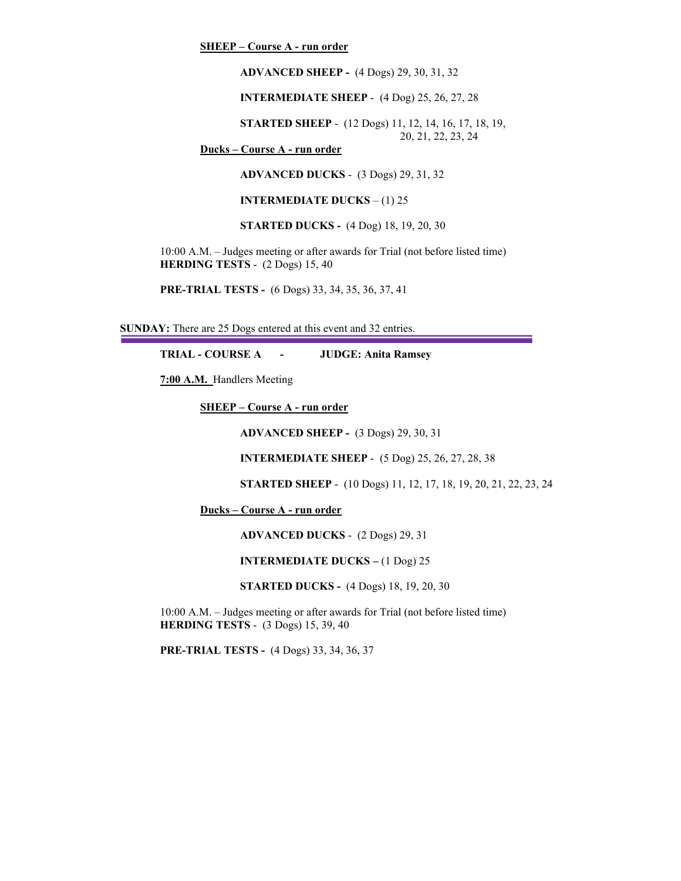**SHEEP – Course A - run order**

**ADVANCED SHEEP -** (4 Dogs) 29, 30, 31, 32

**INTERMEDIATE SHEEP** - (4 Dog) 25, 26, 27, 28

**STARTED SHEEP** - (12 Dogs) 11, 12, 14, 16, 17, 18, 19, 20, 21, 22, 23, 24

**Ducks – Course A - run order**

**ADVANCED DUCKS** - (3 Dogs) 29, 31, 32

**INTERMEDIATE DUCKS** – (1) 25

**STARTED DUCKS -** (4 Dog) 18, 19, 20, 30

10:00 A.M. – Judges meeting or after awards for Trial (not before listed time)
**HERDING TESTS** - (2 Dogs) 15, 40

**PRE-TRIAL TESTS -** (6 Dogs) 33, 34, 35, 36, 37, 41

**SUNDAY:** There are 25 Dogs entered at this event and 32 entries.

---

**TRIAL - COURSE A - JUDGE: Anita Ramsey**

**7:00 A.M.** Handlers Meeting

**SHEEP – Course A - run order**

**ADVANCED SHEEP -** (3 Dogs) 29, 30, 31

**INTERMEDIATE SHEEP** - (5 Dog) 25, 26, 27, 28, 38

**STARTED SHEEP** - (10 Dogs) 11, 12, 17, 18, 19, 20, 21, 22, 23, 24

**Ducks – Course A - run order**

**ADVANCED DUCKS** - (2 Dogs) 29, 31

**INTERMEDIATE DUCKS –** (1 Dog) 25

**STARTED DUCKS -** (4 Dogs) 18, 19, 20, 30

10:00 A.M. – Judges meeting or after awards for Trial (not before listed time)
**HERDING TESTS** - (3 Dogs) 15, 39, 40

**PRE-TRIAL TESTS -** (4 Dogs) 33, 34, 36, 37